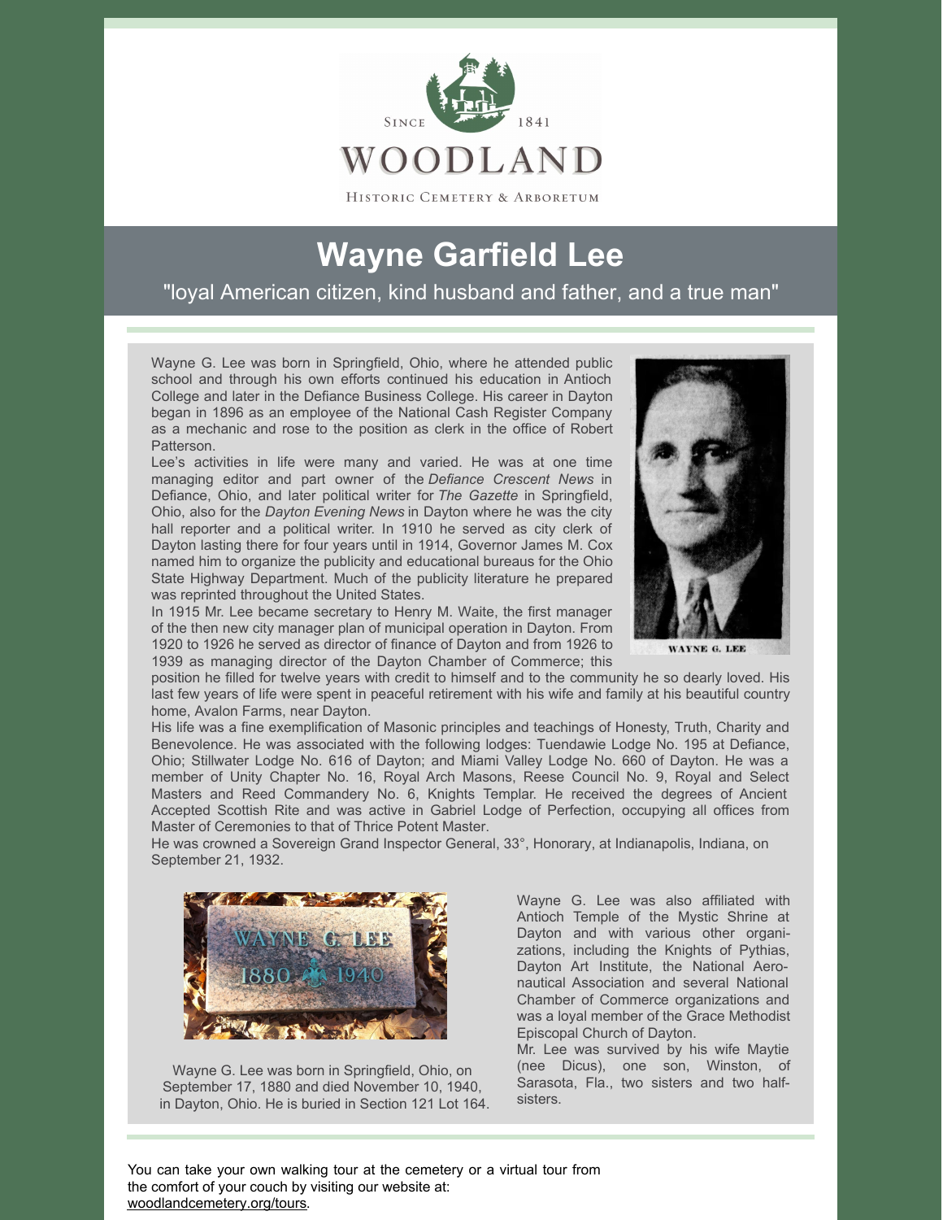# Wayne Garfield Lee

"loyal American citizen, kind husband and father, and a true man"

Wayne G. Lee was born in Springfield, Ohio, where he attended public school and through his own efforts continued his education in Antioch College and later in the Defiance Business College. His career in Dayton began in 1896 as an employee of the National Cash Register Company as a mechanic and rose to the position as clerk in the office of Robert Patterson.

Lee's activities in life were many and varied. He was at one time managing editor and part owner of the *Defiance Crescent News* in Defiance, Ohio, and later political writer for *The Gazette* in Springfield, Ohio, also for the *Dayton Evening News* in Dayton where he was the city hall reporter and a political writer. In 1910 he served as city clerk of Dayton lasting there for four years until in 1914, Governor James M. Cox named him to organize the publicity and educational bureaus for the Ohio State Highway Department. Much of the publicity literature he prepared was reprinted throughout the United States.

In 1915 Mr. Lee became secretary to Henry M. Waite, the first manager of the then new city manager plan of municipal operation in Dayton. From 1920 to 1926 he served as director of finance of Dayton and from 1926 to 1939 as managing director of the Dayton Chamber of Commerce; this position he filled for twelve years with credit to himself and to the community he so dearly loved. His last few years of life were spent in peaceful retirement with his wife and family at his beautiful country home, Avalon Farms, near Dayton.

His life was a fine exemplification of Masonic principles and teachings of Honesty, Truth, Charity and Benevolence. He was associated with the following lodges: Tuendawie Lodge No. 195 at Defiance, Ohio; Stillwater Lodge No. 616 of Dayton; and Miami Valley Lodge No. 660 of Dayton. He was a member of Unity Chapter No. 16, Royal Arch Masons, Reese Council No. 9, Royal and Select Masters and Reed Commandery No. 6, Knights Templar. He received the degrees of Ancient Accepted Scottish Rite and was active in Gabriel Lodge of Perfection, occupying all offices from Master of Ceremonies to that of Thrice Potent Master.

He was crowned a Sovereign Grand Inspector General, 33°, Honorary, at Indianapolis, Indiana, on September 21, 1932.

Wayne G. Lee was born in Springfield, Ohio, on September 17, 1880 and died November 10, 1940, in Dayton, Ohio. He is buried in Section 121 Lot 164.

Wayne G. Lee was also affiliated with Antioch Temple of the Mystic Shrine at Dayton and with various other organizations, including the Knights of Pythias, Dayton Art Institute, the National Aeronautical Association and several National Chamber of Commerce organizations and was a loyal member of the Grace Methodist Episcopal Church of Dayton.

Mr. Lee was survived by his wife Maytie (nee Dicus), one son, Winston, of Sarasota, Fla., two sisters and two half-sisters.

You can take your own walking tour at the cemetery or a virtual tour from the comfort of your couch by visiting our website at: woodlandcemetery.org/tours.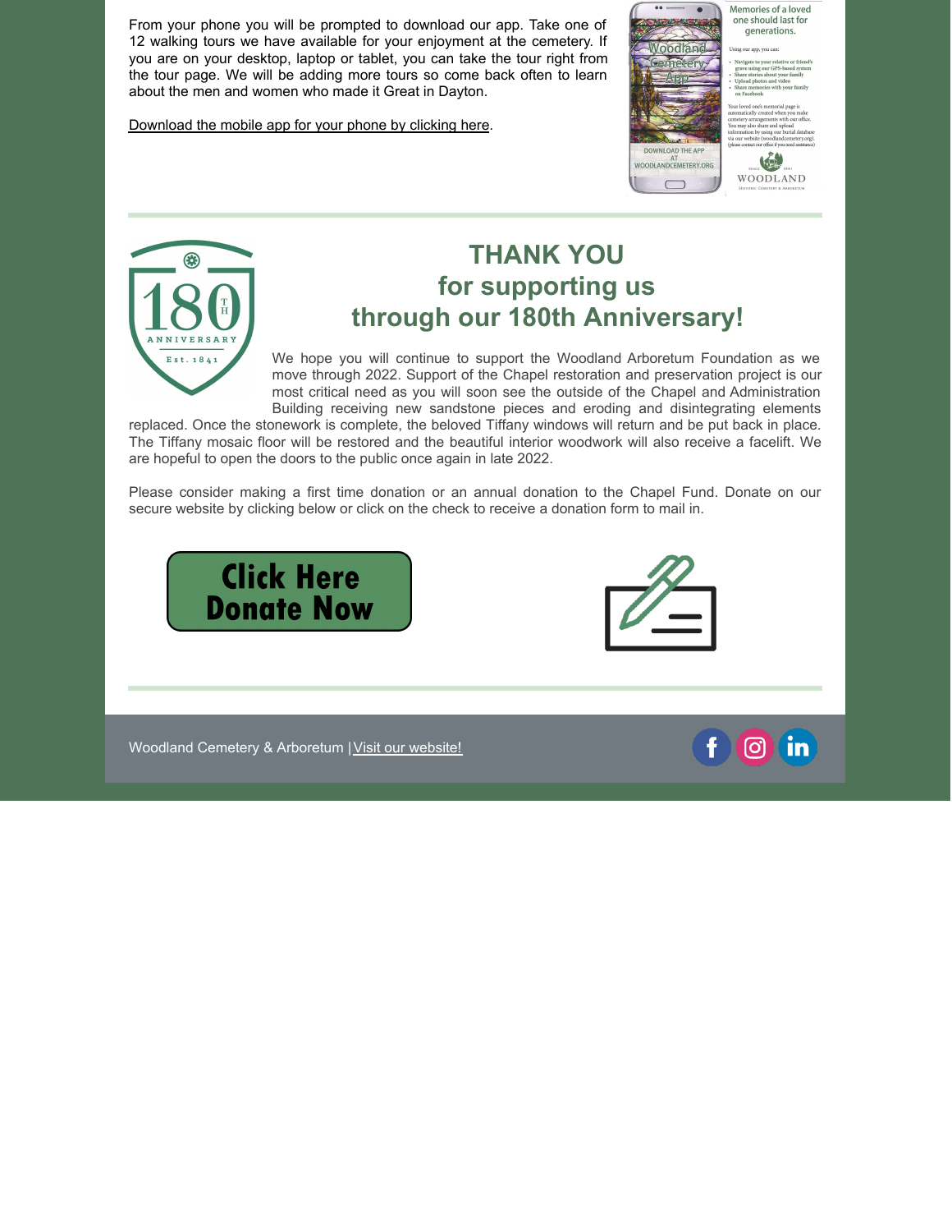From your phone you will be prompted to download our app. Take one of 12 walking tours we have available for your enjoyment at the cemetery. If you are on your desktop, laptop or tablet, you can take the tour right from the tour page. We will be adding more tours so come back often to learn about the men and women who made it Great in Dayton.

Download the mobile app for your phone by clicking here.

## THANK YOU
## for supporting us
## through our 180th Anniversary!

We hope you will continue to support the Woodland Arboretum Foundation as we move through 2022. Support of the Chapel restoration and preservation project is our most critical need as you will soon see the outside of the Chapel and Administration Building receiving new sandstone pieces and eroding and disintegrating elements replaced. Once the stonework is complete, the beloved Tiffany windows will return and be put back in place. The Tiffany mosaic floor will be restored and the beautiful interior woodwork will also receive a facelift. We are hopeful to open the doors to the public once again in late 2022.

Please consider making a first time donation or an annual donation to the Chapel Fund. Donate on our secure website by clicking below or click on the check to receive a donation form to mail in.

**Click Here Donate Now**

Woodland Cemetery & Arboretum | Visit our website!